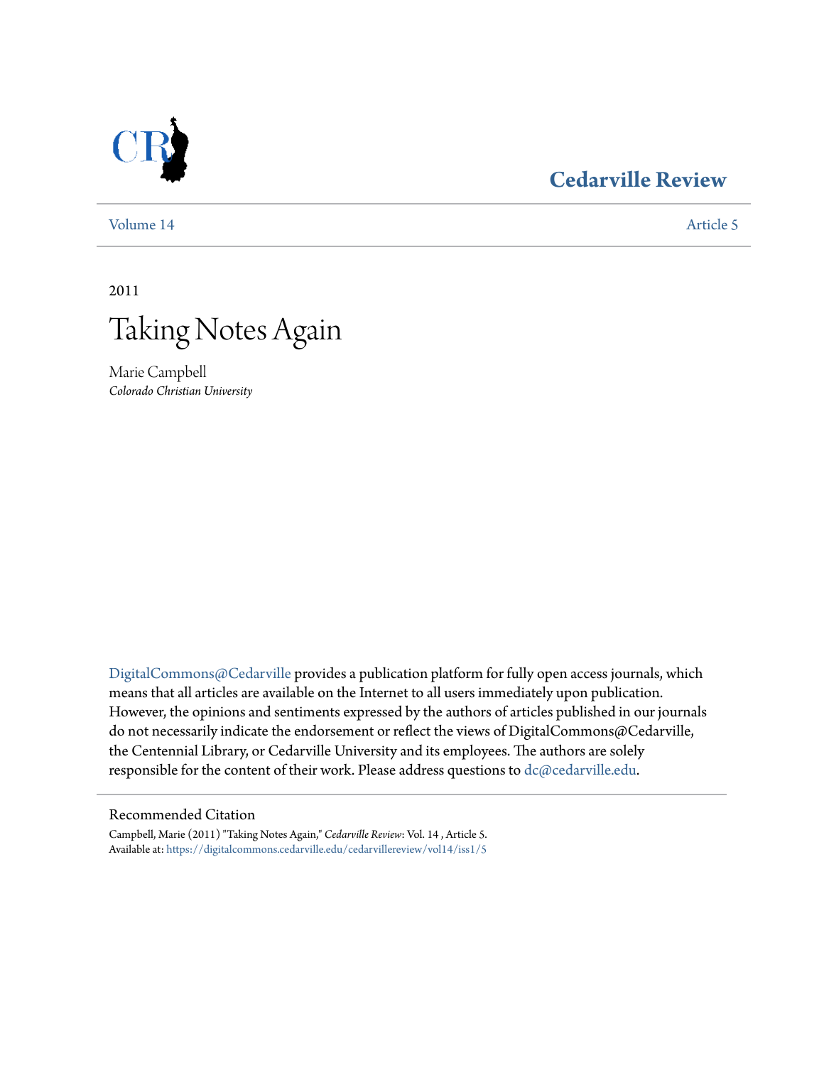# Cedarville Review

Volume 14 | Article 5

2011

# Taking Notes Again

Marie Campbell
*Colorado Christian University*

DigitalCommons@Cedarville provides a publication platform for fully open access journals, which means that all articles are available on the Internet to all users immediately upon publication. However, the opinions and sentiments expressed by the authors of articles published in our journals do not necessarily indicate the endorsement or reflect the views of DigitalCommons@Cedarville, the Centennial Library, or Cedarville University and its employees. The authors are solely responsible for the content of their work. Please address questions to dc@cedarville.edu.

## Recommended Citation

Campbell, Marie (2011) "Taking Notes Again," *Cedarville Review*: Vol. 14 , Article 5.
Available at: https://digitalcommons.cedarville.edu/cedarvillereview/vol14/iss1/5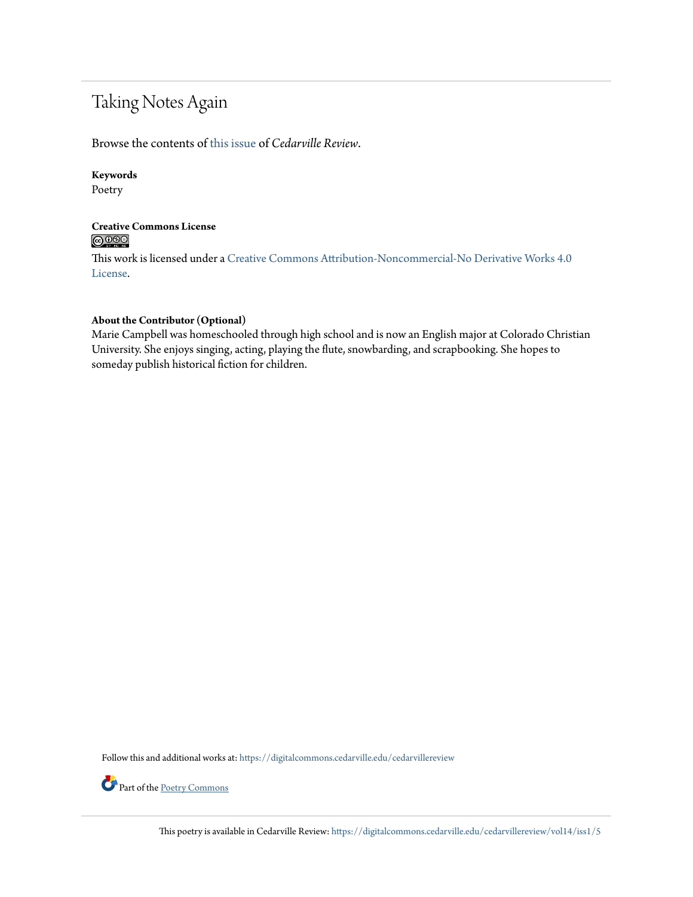# Taking Notes Again

Browse the contents of this issue of *Cedarville Review*.

**Keywords**

Poetry

**Creative Commons License**

This work is licensed under a Creative Commons Attribution-Noncommercial-No Derivative Works 4.0 License.

**About the Contributor (Optional)**

Marie Campbell was homeschooled through high school and is now an English major at Colorado Christian University. She enjoys singing, acting, playing the flute, snowbarding, and scrapbooking. She hopes to someday publish historical fiction for children.

Follow this and additional works at: https://digitalcommons.cedarville.edu/cedarvillereview

Part of the Poetry Commons

This poetry is available in Cedarville Review: https://digitalcommons.cedarville.edu/cedarvillereview/vol14/iss1/5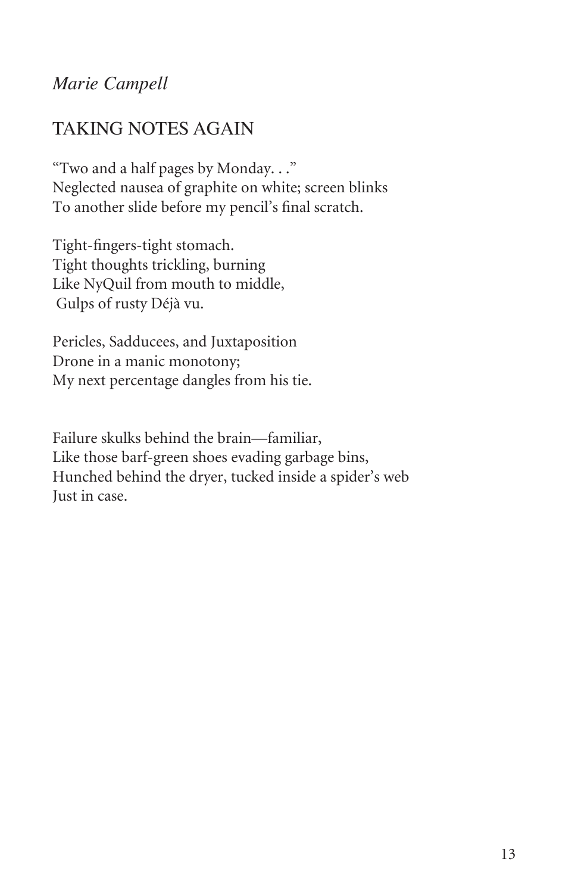*Marie Campell*

## TAKING NOTES AGAIN

"Two and a half pages by Monday. . ."
Neglected nausea of graphite on white; screen blinks
To another slide before my pencil's final scratch.

Tight-fingers-tight stomach.
Tight thoughts trickling, burning
Like NyQuil from mouth to middle,
Gulps of rusty Déjà vu.

Pericles, Sadducees, and Juxtaposition
Drone in a manic monotony;
My next percentage dangles from his tie.

Failure skulks behind the brain—familiar,
Like those barf-green shoes evading garbage bins,
Hunched behind the dryer, tucked inside a spider's web
Just in case.